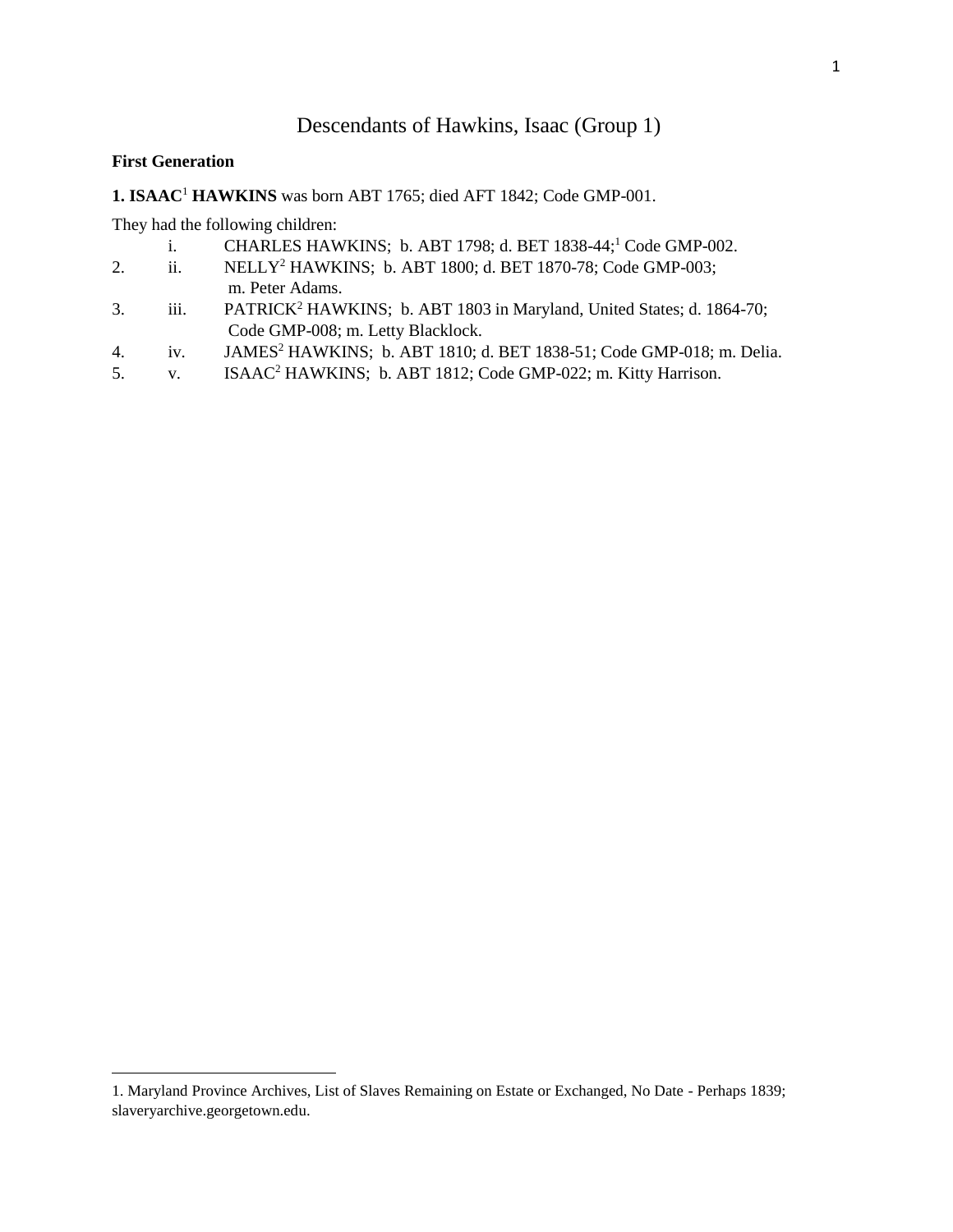# Descendants of Hawkins, Isaac (Group 1)

**First Generation**

**1. ISAAC[1] HAWKINS** was born ABT 1765; died AFT 1842; Code GMP-001.

They had the following children:

|  |  |  |
|---|---|---|
|  | i. | CHARLES HAWKINS; b. ABT 1798; d. BET 1838-44;[1] Code GMP-002. |
| 2. | ii. | NELLY[2] HAWKINS; b. ABT 1800; d. BET 1870-78; Code GMP-003; m. Peter Adams. |
| 3. | iii. | PATRICK[2] HAWKINS; b. ABT 1803 in Maryland, United States; d. 1864-70; Code GMP-008; m. Letty Blacklock. |
| 4. | iv. | JAMES[2] HAWKINS; b. ABT 1810; d. BET 1838-51; Code GMP-018; m. Delia. |
| 5. | v. | ISAAC[2] HAWKINS; b. ABT 1812; Code GMP-022; m. Kitty Harrison. |

1. Maryland Province Archives, List of Slaves Remaining on Estate or Exchanged, No Date - Perhaps 1839; slaveryarchive.georgetown.edu.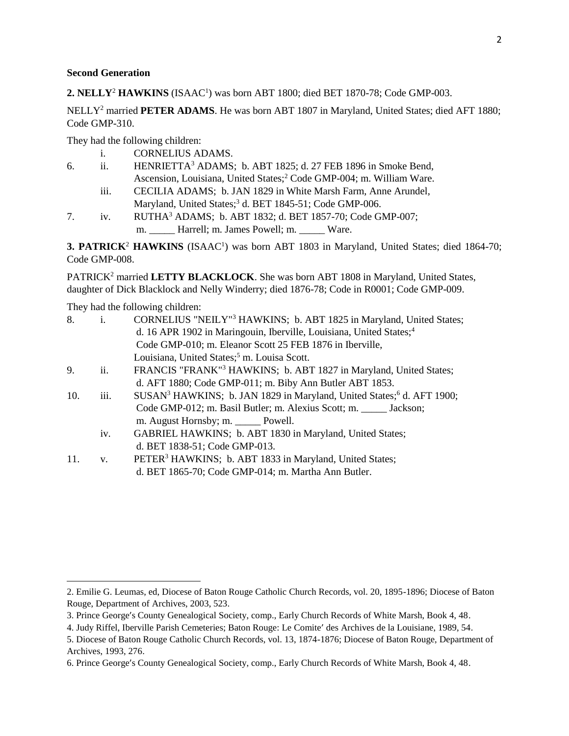**Second Generation**

**2. NELLY[2] HAWKINS** (ISAAC[1]) was born ABT 1800; died BET 1870-78; Code GMP-003.

NELLY[2] married **PETER ADAMS**. He was born ABT 1807 in Maryland, United States; died AFT 1880; Code GMP-310.

They had the following children:

- i. CORNELIUS ADAMS.
- 6. ii. HENRIETTA[3] ADAMS; b. ABT 1825; d. 27 FEB 1896 in Smoke Bend, Ascension, Louisiana, United States;[2] Code GMP-004; m. William Ware.
- iii. CECILIA ADAMS; b. JAN 1829 in White Marsh Farm, Anne Arundel, Maryland, United States;[3] d. BET 1845-51; Code GMP-006.
- 7. iv. RUTHA[3] ADAMS; b. ABT 1832; d. BET 1857-70; Code GMP-007; m. _____ Harrell; m. James Powell; m. _____ Ware.

**3. PATRICK[2] HAWKINS** (ISAAC[1]) was born ABT 1803 in Maryland, United States; died 1864-70; Code GMP-008.

PATRICK[2] married **LETTY BLACKLOCK**. She was born ABT 1808 in Maryland, United States, daughter of Dick Blacklock and Nelly Winderry; died 1876-78; Code in R0001; Code GMP-009.

They had the following children:

- 8. i. CORNELIUS "NEILY"[3] HAWKINS; b. ABT 1825 in Maryland, United States; d. 16 APR 1902 in Maringouin, Iberville, Louisiana, United States;[4] Code GMP-010; m. Eleanor Scott 25 FEB 1876 in Iberville, Louisiana, United States;[5] m. Louisa Scott.
- 9. ii. FRANCIS "FRANK"[3] HAWKINS; b. ABT 1827 in Maryland, United States; d. AFT 1880; Code GMP-011; m. Biby Ann Butler ABT 1853.
- 10. iii. SUSAN[3] HAWKINS; b. JAN 1829 in Maryland, United States;[6] d. AFT 1900; Code GMP-012; m. Basil Butler; m. Alexius Scott; m. _____ Jackson; m. August Hornsby; m. _____ Powell.
- iv. GABRIEL HAWKINS; b. ABT 1830 in Maryland, United States; d. BET 1838-51; Code GMP-013.
- 11. v. PETER[3] HAWKINS; b. ABT 1833 in Maryland, United States; d. BET 1865-70; Code GMP-014; m. Martha Ann Butler.

---

2. Emilie G. Leumas, ed, Diocese of Baton Rouge Catholic Church Records, vol. 20, 1895-1896; Diocese of Baton Rouge, Department of Archives, 2003, 523.

3. Prince George′s County Genealogical Society, comp., Early Church Records of White Marsh, Book 4, 48.

4. Judy Riffel, Iberville Parish Cemeteries; Baton Rouge: Le Comite′ des Archives de la Louisiane, 1989, 54.

5. Diocese of Baton Rouge Catholic Church Records, vol. 13, 1874-1876; Diocese of Baton Rouge, Department of Archives, 1993, 276.

6. Prince George′s County Genealogical Society, comp., Early Church Records of White Marsh, Book 4, 48.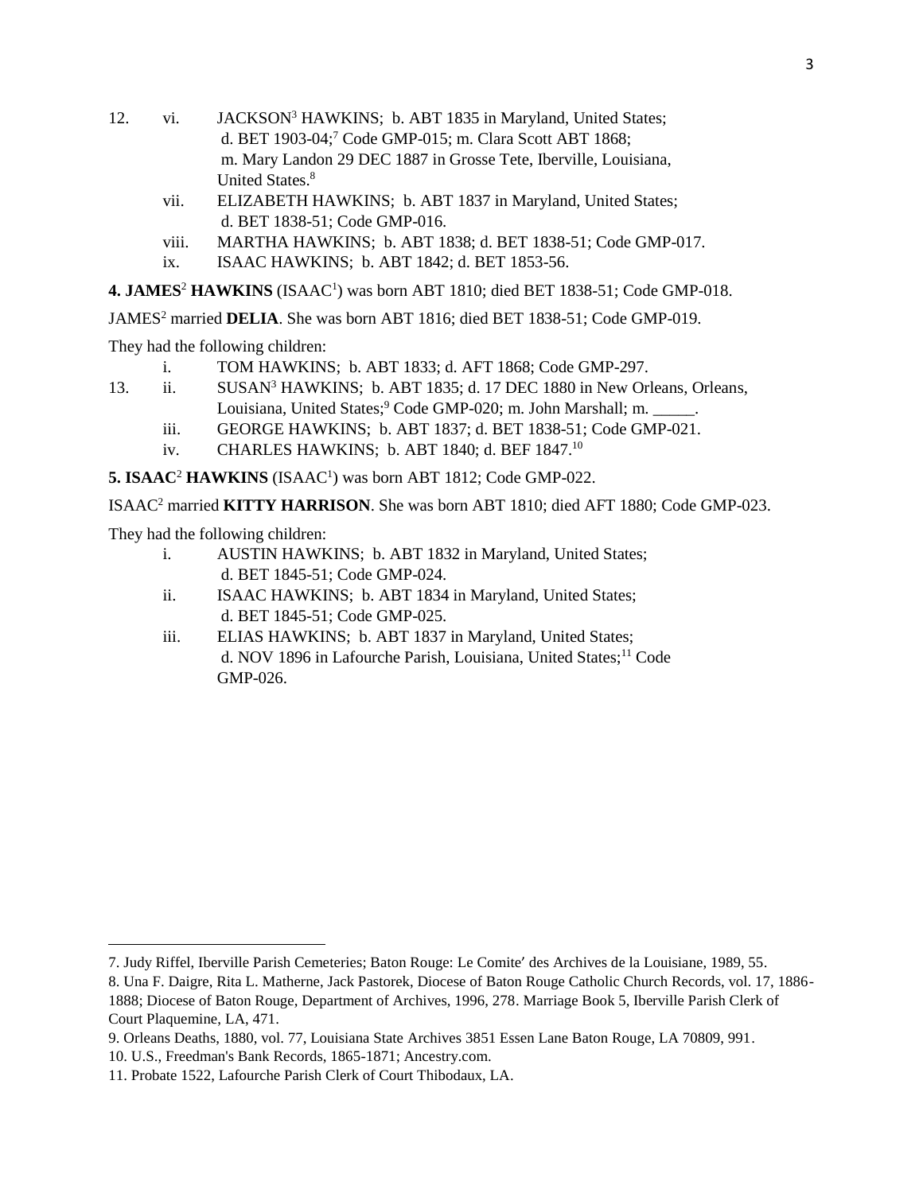12. vi. JACKSON[3] HAWKINS; b. ABT 1835 in Maryland, United States; d. BET 1903-04;[7] Code GMP-015; m. Clara Scott ABT 1868; m. Mary Landon 29 DEC 1887 in Grosse Tete, Iberville, Louisiana, United States.[8]

vii. ELIZABETH HAWKINS; b. ABT 1837 in Maryland, United States; d. BET 1838-51; Code GMP-016.

viii. MARTHA HAWKINS; b. ABT 1838; d. BET 1838-51; Code GMP-017.

ix. ISAAC HAWKINS; b. ABT 1842; d. BET 1853-56.

**4. JAMES**[2] **HAWKINS** (ISAAC[1]) was born ABT 1810; died BET 1838-51; Code GMP-018.

JAMES[2] married **DELIA**. She was born ABT 1816; died BET 1838-51; Code GMP-019.

They had the following children:

i. TOM HAWKINS; b. ABT 1833; d. AFT 1868; Code GMP-297.

13. ii. SUSAN[3] HAWKINS; b. ABT 1835; d. 17 DEC 1880 in New Orleans, Orleans, Louisiana, United States;[9] Code GMP-020; m. John Marshall; m. _____.

iii. GEORGE HAWKINS; b. ABT 1837; d. BET 1838-51; Code GMP-021.

iv. CHARLES HAWKINS; b. ABT 1840; d. BEF 1847.[10]

**5. ISAAC**[2] **HAWKINS** (ISAAC[1]) was born ABT 1812; Code GMP-022.

ISAAC[2] married **KITTY HARRISON**. She was born ABT 1810; died AFT 1880; Code GMP-023.

They had the following children:

i. AUSTIN HAWKINS; b. ABT 1832 in Maryland, United States; d. BET 1845-51; Code GMP-024.

ii. ISAAC HAWKINS; b. ABT 1834 in Maryland, United States; d. BET 1845-51; Code GMP-025.

iii. ELIAS HAWKINS; b. ABT 1837 in Maryland, United States; d. NOV 1896 in Lafourche Parish, Louisiana, United States;[11] Code GMP-026.

---

7. Judy Riffel, Iberville Parish Cemeteries; Baton Rouge: Le Comite′ des Archives de la Louisiane, 1989, 55.
8. Una F. Daigre, Rita L. Matherne, Jack Pastorek, Diocese of Baton Rouge Catholic Church Records, vol. 17, 1886-1888; Diocese of Baton Rouge, Department of Archives, 1996, 278. Marriage Book 5, Iberville Parish Clerk of Court Plaquemine, LA, 471.
9. Orleans Deaths, 1880, vol. 77, Louisiana State Archives 3851 Essen Lane Baton Rouge, LA 70809, 991.
10. U.S., Freedman's Bank Records, 1865-1871; Ancestry.com.
11. Probate 1522, Lafourche Parish Clerk of Court Thibodaux, LA.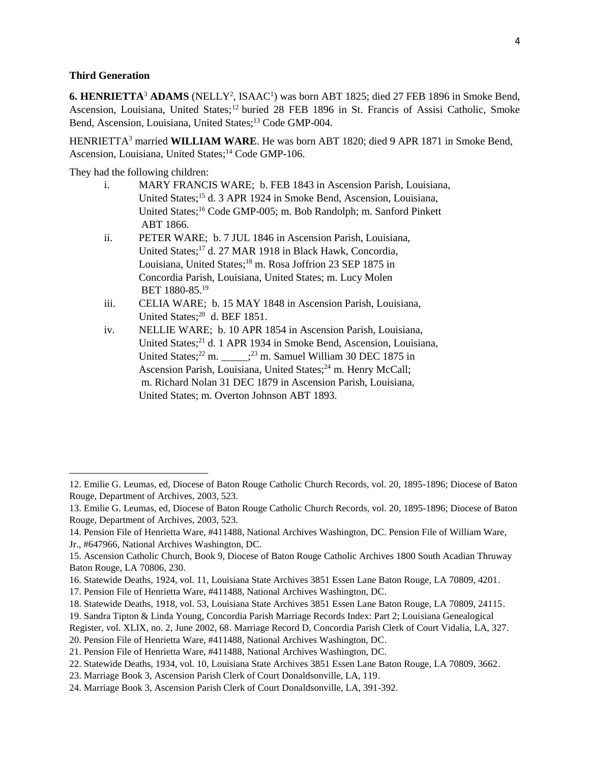**Third Generation**

**6. HENRIETTA**[3] **ADAMS** (NELLY[2], ISAAC[1]) was born ABT 1825; died 27 FEB 1896 in Smoke Bend, Ascension, Louisiana, United States;[12] buried 28 FEB 1896 in St. Francis of Assisi Catholic, Smoke Bend, Ascension, Louisiana, United States;[13] Code GMP-004.

HENRIETTA[3] married **WILLIAM WARE**. He was born ABT 1820; died 9 APR 1871 in Smoke Bend, Ascension, Louisiana, United States;[14] Code GMP-106.

They had the following children:

i. MARY FRANCIS WARE; b. FEB 1843 in Ascension Parish, Louisiana, United States;[15] d. 3 APR 1924 in Smoke Bend, Ascension, Louisiana, United States;[16] Code GMP-005; m. Bob Randolph; m. Sanford Pinkett ABT 1866.

ii. PETER WARE; b. 7 JUL 1846 in Ascension Parish, Louisiana, United States;[17] d. 27 MAR 1918 in Black Hawk, Concordia, Louisiana, United States;[18] m. Rosa Joffrion 23 SEP 1875 in Concordia Parish, Louisiana, United States; m. Lucy Molen BET 1880-85.[19]

iii. CELIA WARE; b. 15 MAY 1848 in Ascension Parish, Louisiana, United States;[20] d. BEF 1851.

iv. NELLIE WARE; b. 10 APR 1854 in Ascension Parish, Louisiana, United States;[21] d. 1 APR 1934 in Smoke Bend, Ascension, Louisiana, United States;[22] m. _____;[23] m. Samuel William 30 DEC 1875 in Ascension Parish, Louisiana, United States;[24] m. Henry McCall; m. Richard Nolan 31 DEC 1879 in Ascension Parish, Louisiana, United States; m. Overton Johnson ABT 1893.

---

12. Emilie G. Leumas, ed, Diocese of Baton Rouge Catholic Church Records, vol. 20, 1895-1896; Diocese of Baton Rouge, Department of Archives, 2003, 523.

13. Emilie G. Leumas, ed, Diocese of Baton Rouge Catholic Church Records, vol. 20, 1895-1896; Diocese of Baton Rouge, Department of Archives, 2003, 523.

14. Pension File of Henrietta Ware, #411488, National Archives Washington, DC. Pension File of William Ware, Jr., #647966, National Archives Washington, DC.

15. Ascension Catholic Church, Book 9, Diocese of Baton Rouge Catholic Archives 1800 South Acadian Thruway Baton Rouge, LA 70806, 230.

16. Statewide Deaths, 1924, vol. 11, Louisiana State Archives 3851 Essen Lane Baton Rouge, LA 70809, 4201.

17. Pension File of Henrietta Ware, #411488, National Archives Washington, DC.

18. Statewide Deaths, 1918, vol. 53, Louisiana State Archives 3851 Essen Lane Baton Rouge, LA 70809, 24115.

19. Sandra Tipton & Linda Young, Concordia Parish Marriage Records Index: Part 2; Louisiana Genealogical Register, vol. XLIX, no. 2, June 2002, 68. Marriage Record D, Concordia Parish Clerk of Court Vidalia, LA, 327.

20. Pension File of Henrietta Ware, #411488, National Archives Washington, DC.

21. Pension File of Henrietta Ware, #411488, National Archives Washington, DC.

22. Statewide Deaths, 1934, vol. 10, Louisiana State Archives 3851 Essen Lane Baton Rouge, LA 70809, 3662.

23. Marriage Book 3, Ascension Parish Clerk of Court Donaldsonville, LA, 119.

24. Marriage Book 3, Ascension Parish Clerk of Court Donaldsonville, LA, 391-392.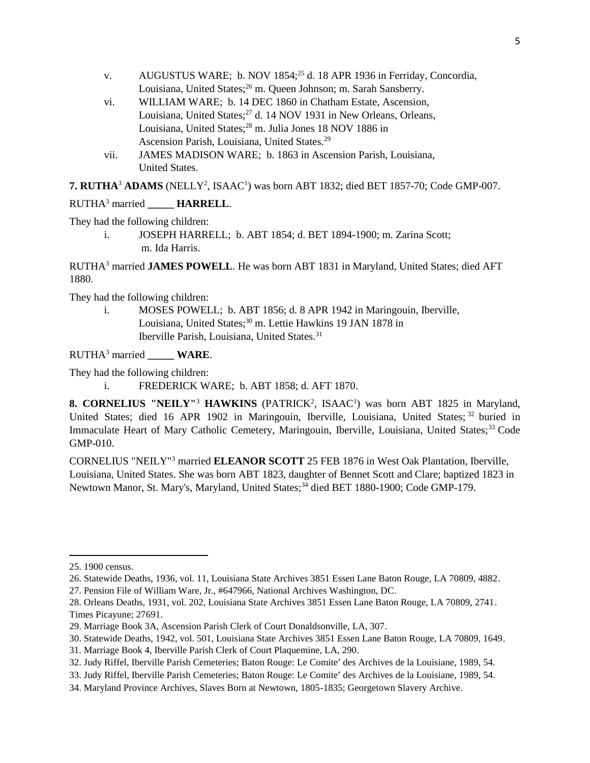v. AUGUSTUS WARE; b. NOV 1854;[25] d. 18 APR 1936 in Ferriday, Concordia, Louisiana, United States;[26] m. Queen Johnson; m. Sarah Sansberry.

vi. WILLIAM WARE; b. 14 DEC 1860 in Chatham Estate, Ascension, Louisiana, United States;[27] d. 14 NOV 1931 in New Orleans, Orleans, Louisiana, United States;[28] m. Julia Jones 18 NOV 1886 in Ascension Parish, Louisiana, United States.[29]

vii. JAMES MADISON WARE; b. 1863 in Ascension Parish, Louisiana, United States.

**7. RUTHA**[3] **ADAMS** (NELLY[2], ISAAC[1]) was born ABT 1832; died BET 1857-70; Code GMP-007.

RUTHA[3] married **_____ HARRELL**.

They had the following children:

i. JOSEPH HARRELL; b. ABT 1854; d. BET 1894-1900; m. Zarina Scott; m. Ida Harris.

RUTHA[3] married **JAMES POWELL**. He was born ABT 1831 in Maryland, United States; died AFT 1880.

They had the following children:

i. MOSES POWELL; b. ABT 1856; d. 8 APR 1942 in Maringouin, Iberville, Louisiana, United States;[30] m. Lettie Hawkins 19 JAN 1878 in Iberville Parish, Louisiana, United States.[31]

RUTHA[3] married **_____ WARE**.

They had the following children:

i. FREDERICK WARE; b. ABT 1858; d. AFT 1870.

**8. CORNELIUS "NEILY"**[3] **HAWKINS** (PATRICK[2], ISAAC[1]) was born ABT 1825 in Maryland, United States; died 16 APR 1902 in Maringouin, Iberville, Louisiana, United States;[32] buried in Immaculate Heart of Mary Catholic Cemetery, Maringouin, Iberville, Louisiana, United States;[33] Code GMP-010.

CORNELIUS "NEILY"[3] married **ELEANOR SCOTT** 25 FEB 1876 in West Oak Plantation, Iberville, Louisiana, United States. She was born ABT 1823, daughter of Bennet Scott and Clare; baptized 1823 in Newtown Manor, St. Mary's, Maryland, United States;[34] died BET 1880-1900; Code GMP-179.

---

25. 1900 census.
26. Statewide Deaths, 1936, vol. 11, Louisiana State Archives 3851 Essen Lane Baton Rouge, LA 70809, 4882.
27. Pension File of William Ware, Jr., #647966, National Archives Washington, DC.
28. Orleans Deaths, 1931, vol. 202, Louisiana State Archives 3851 Essen Lane Baton Rouge, LA 70809, 2741. Times Picayune; 27691.
29. Marriage Book 3A, Ascension Parish Clerk of Court Donaldsonville, LA, 307.
30. Statewide Deaths, 1942, vol. 501, Louisiana State Archives 3851 Essen Lane Baton Rouge, LA 70809, 1649.
31. Marriage Book 4, Iberville Parish Clerk of Court Plaquemine, LA, 290.
32. Judy Riffel, Iberville Parish Cemeteries; Baton Rouge: Le Comite' des Archives de la Louisiane, 1989, 54.
33. Judy Riffel, Iberville Parish Cemeteries; Baton Rouge: Le Comite' des Archives de la Louisiane, 1989, 54.
34. Maryland Province Archives, Slaves Born at Newtown, 1805-1835; Georgetown Slavery Archive.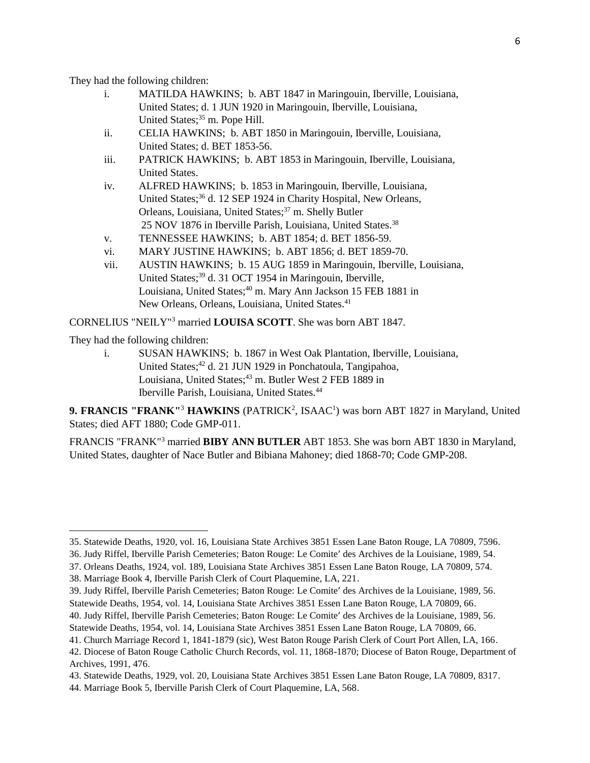They had the following children:

i. MATILDA HAWKINS; b. ABT 1847 in Maringouin, Iberville, Louisiana, United States; d. 1 JUN 1920 in Maringouin, Iberville, Louisiana, United States;[35] m. Pope Hill.

ii. CELIA HAWKINS; b. ABT 1850 in Maringouin, Iberville, Louisiana, United States; d. BET 1853-56.

iii. PATRICK HAWKINS; b. ABT 1853 in Maringouin, Iberville, Louisiana, United States.

iv. ALFRED HAWKINS; b. 1853 in Maringouin, Iberville, Louisiana, United States;[36] d. 12 SEP 1924 in Charity Hospital, New Orleans, Orleans, Louisiana, United States;[37] m. Shelly Butler 25 NOV 1876 in Iberville Parish, Louisiana, United States.[38]

v. TENNESSEE HAWKINS; b. ABT 1854; d. BET 1856-59.

vi. MARY JUSTINE HAWKINS; b. ABT 1856; d. BET 1859-70.

vii. AUSTIN HAWKINS; b. 15 AUG 1859 in Maringouin, Iberville, Louisiana, United States;[39] d. 31 OCT 1954 in Maringouin, Iberville, Louisiana, United States;[40] m. Mary Ann Jackson 15 FEB 1881 in New Orleans, Orleans, Louisiana, United States.[41]

CORNELIUS "NEILY"[3] married **LOUISA SCOTT**. She was born ABT 1847.

They had the following children:

i. SUSAN HAWKINS; b. 1867 in West Oak Plantation, Iberville, Louisiana, United States;[42] d. 21 JUN 1929 in Ponchatoula, Tangipahoa, Louisiana, United States;[43] m. Butler West 2 FEB 1889 in Iberville Parish, Louisiana, United States.[44]

**9. FRANCIS "FRANK"[3] HAWKINS** (PATRICK[2], ISAAC[1]) was born ABT 1827 in Maryland, United States; died AFT 1880; Code GMP-011.

FRANCIS "FRANK"[3] married **BIBY ANN BUTLER** ABT 1853. She was born ABT 1830 in Maryland, United States, daughter of Nace Butler and Bibiana Mahoney; died 1868-70; Code GMP-208.

---

35. Statewide Deaths, 1920, vol. 16, Louisiana State Archives 3851 Essen Lane Baton Rouge, LA 70809, 7596.
36. Judy Riffel, Iberville Parish Cemeteries; Baton Rouge: Le Comite' des Archives de la Louisiane, 1989, 54.
37. Orleans Deaths, 1924, vol. 189, Louisiana State Archives 3851 Essen Lane Baton Rouge, LA 70809, 574.
38. Marriage Book 4, Iberville Parish Clerk of Court Plaquemine, LA, 221.
39. Judy Riffel, Iberville Parish Cemeteries; Baton Rouge: Le Comite' des Archives de la Louisiane, 1989, 56. Statewide Deaths, 1954, vol. 14, Louisiana State Archives 3851 Essen Lane Baton Rouge, LA 70809, 66.
40. Judy Riffel, Iberville Parish Cemeteries; Baton Rouge: Le Comite' des Archives de la Louisiane, 1989, 56. Statewide Deaths, 1954, vol. 14, Louisiana State Archives 3851 Essen Lane Baton Rouge, LA 70809, 66.
41. Church Marriage Record 1, 1841-1879 (sic), West Baton Rouge Parish Clerk of Court Port Allen, LA, 166.
42. Diocese of Baton Rouge Catholic Church Records, vol. 11, 1868-1870; Diocese of Baton Rouge, Department of Archives, 1991, 476.
43. Statewide Deaths, 1929, vol. 20, Louisiana State Archives 3851 Essen Lane Baton Rouge, LA 70809, 8317.
44. Marriage Book 5, Iberville Parish Clerk of Court Plaquemine, LA, 568.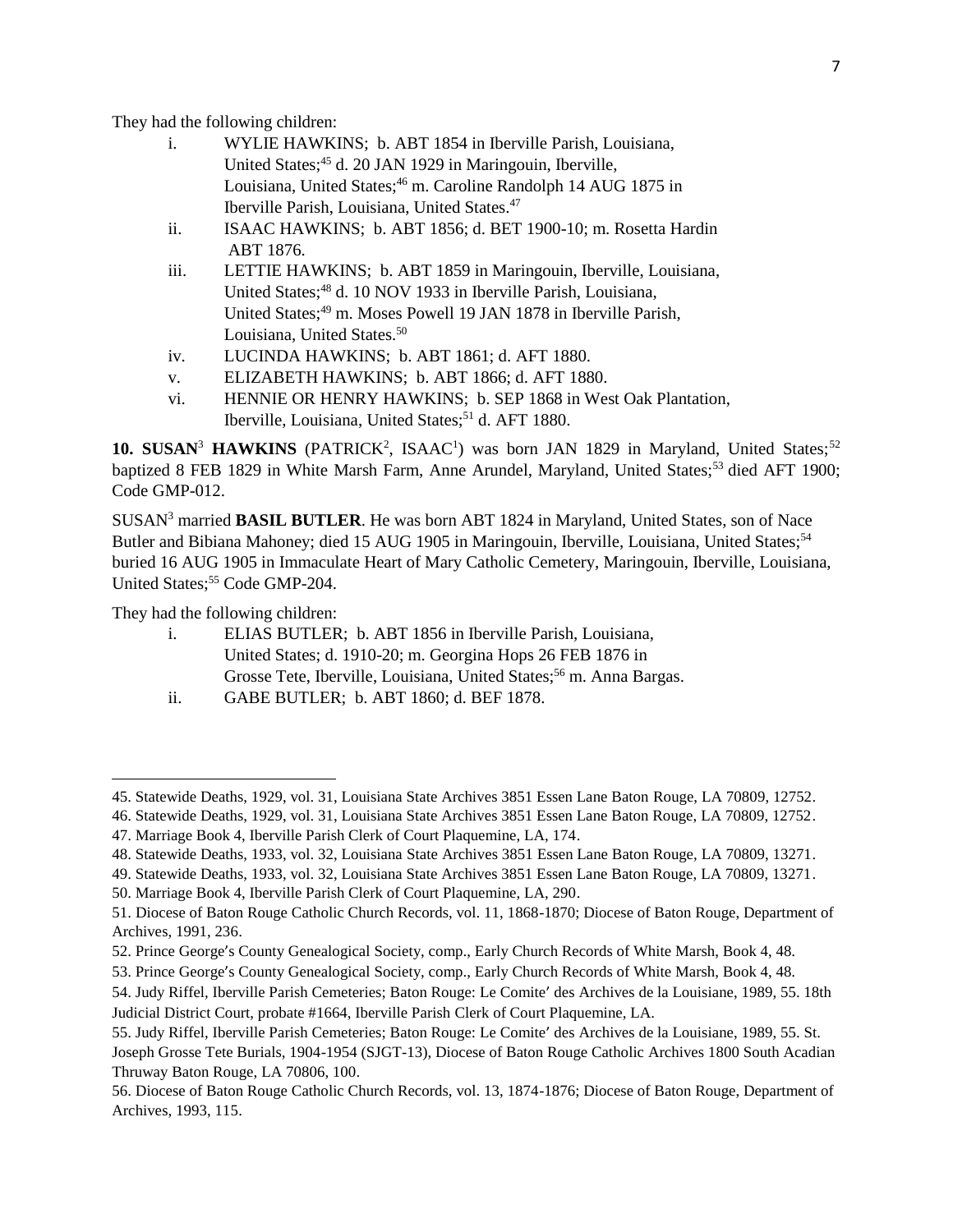They had the following children:

i. WYLIE HAWKINS; b. ABT 1854 in Iberville Parish, Louisiana, United States;[45] d. 20 JAN 1929 in Maringouin, Iberville, Louisiana, United States;[46] m. Caroline Randolph 14 AUG 1875 in Iberville Parish, Louisiana, United States.[47]

ii. ISAAC HAWKINS; b. ABT 1856; d. BET 1900-10; m. Rosetta Hardin ABT 1876.

iii. LETTIE HAWKINS; b. ABT 1859 in Maringouin, Iberville, Louisiana, United States;[48] d. 10 NOV 1933 in Iberville Parish, Louisiana, United States;[49] m. Moses Powell 19 JAN 1878 in Iberville Parish, Louisiana, United States.[50]

iv. LUCINDA HAWKINS; b. ABT 1861; d. AFT 1880.

v. ELIZABETH HAWKINS; b. ABT 1866; d. AFT 1880.

vi. HENNIE OR HENRY HAWKINS; b. SEP 1868 in West Oak Plantation, Iberville, Louisiana, United States;[51] d. AFT 1880.

**10. SUSAN**[3] **HAWKINS** (PATRICK[2], ISAAC[1]) was born JAN 1829 in Maryland, United States;[52] baptized 8 FEB 1829 in White Marsh Farm, Anne Arundel, Maryland, United States;[53] died AFT 1900; Code GMP-012.

SUSAN[3] married **BASIL BUTLER**. He was born ABT 1824 in Maryland, United States, son of Nace Butler and Bibiana Mahoney; died 15 AUG 1905 in Maringouin, Iberville, Louisiana, United States;[54] buried 16 AUG 1905 in Immaculate Heart of Mary Catholic Cemetery, Maringouin, Iberville, Louisiana, United States;[55] Code GMP-204.

They had the following children:

i. ELIAS BUTLER; b. ABT 1856 in Iberville Parish, Louisiana, United States; d. 1910-20; m. Georgina Hops 26 FEB 1876 in Grosse Tete, Iberville, Louisiana, United States;[56] m. Anna Bargas.

ii. GABE BUTLER; b. ABT 1860; d. BEF 1878.

---

45. Statewide Deaths, 1929, vol. 31, Louisiana State Archives 3851 Essen Lane Baton Rouge, LA 70809, 12752.

46. Statewide Deaths, 1929, vol. 31, Louisiana State Archives 3851 Essen Lane Baton Rouge, LA 70809, 12752.

47. Marriage Book 4, Iberville Parish Clerk of Court Plaquemine, LA, 174.

48. Statewide Deaths, 1933, vol. 32, Louisiana State Archives 3851 Essen Lane Baton Rouge, LA 70809, 13271.

49. Statewide Deaths, 1933, vol. 32, Louisiana State Archives 3851 Essen Lane Baton Rouge, LA 70809, 13271.

50. Marriage Book 4, Iberville Parish Clerk of Court Plaquemine, LA, 290.

51. Diocese of Baton Rouge Catholic Church Records, vol. 11, 1868-1870; Diocese of Baton Rouge, Department of Archives, 1991, 236.

52. Prince George′s County Genealogical Society, comp., Early Church Records of White Marsh, Book 4, 48.

53. Prince George′s County Genealogical Society, comp., Early Church Records of White Marsh, Book 4, 48.

54. Judy Riffel, Iberville Parish Cemeteries; Baton Rouge: Le Comite′ des Archives de la Louisiane, 1989, 55. 18th Judicial District Court, probate #1664, Iberville Parish Clerk of Court Plaquemine, LA.

55. Judy Riffel, Iberville Parish Cemeteries; Baton Rouge: Le Comite′ des Archives de la Louisiane, 1989, 55. St. Joseph Grosse Tete Burials, 1904-1954 (SJGT-13), Diocese of Baton Rouge Catholic Archives 1800 South Acadian Thruway Baton Rouge, LA 70806, 100.

56. Diocese of Baton Rouge Catholic Church Records, vol. 13, 1874-1876; Diocese of Baton Rouge, Department of Archives, 1993, 115.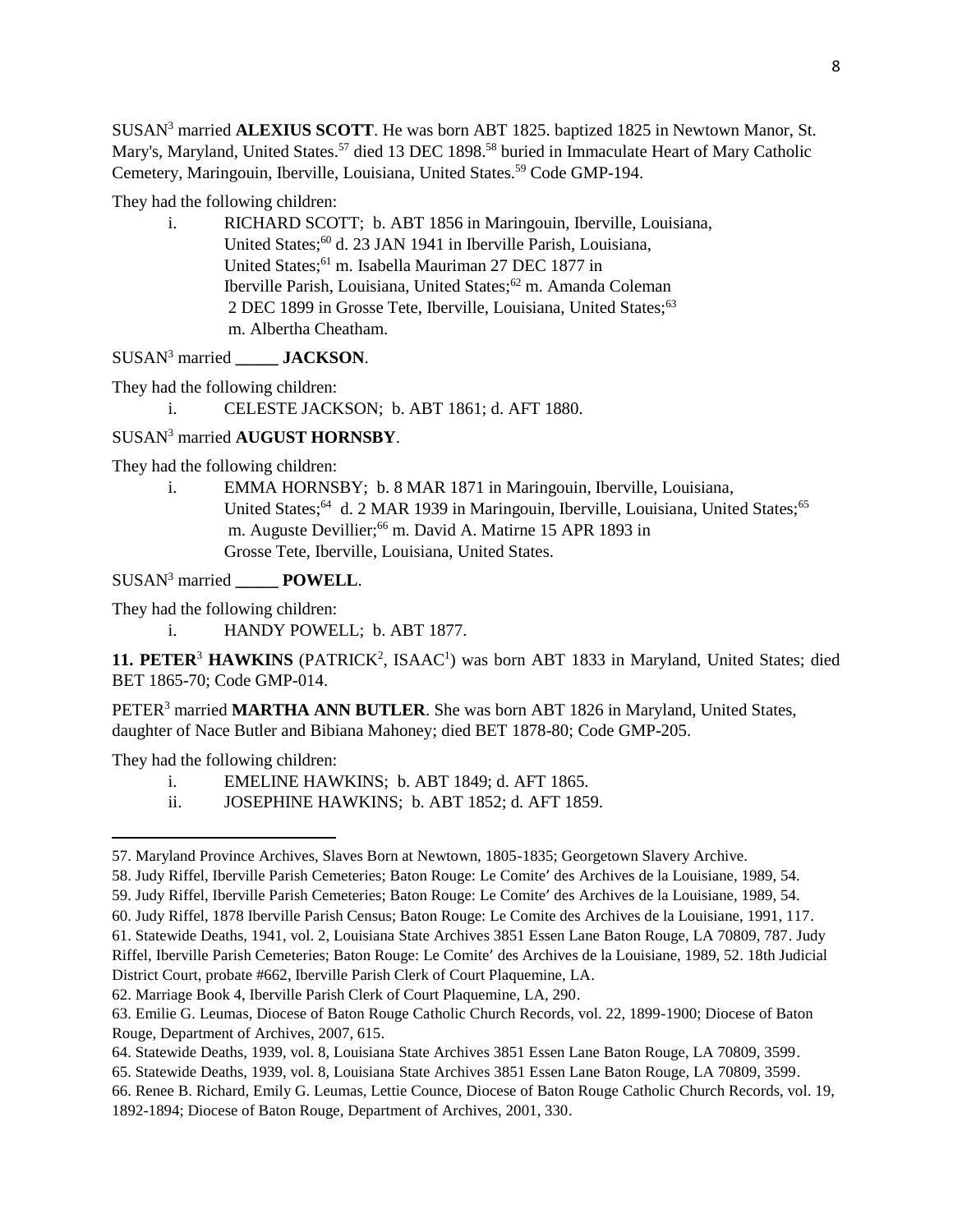SUSAN[3] married **ALEXIUS SCOTT**. He was born ABT 1825. baptized 1825 in Newtown Manor, St. Mary's, Maryland, United States.[57] died 13 DEC 1898.[58] buried in Immaculate Heart of Mary Catholic Cemetery, Maringouin, Iberville, Louisiana, United States.[59] Code GMP-194.

They had the following children:

i. RICHARD SCOTT; b. ABT 1856 in Maringouin, Iberville, Louisiana, United States;[60] d. 23 JAN 1941 in Iberville Parish, Louisiana, United States;[61] m. Isabella Mauriman 27 DEC 1877 in Iberville Parish, Louisiana, United States;[62] m. Amanda Coleman 2 DEC 1899 in Grosse Tete, Iberville, Louisiana, United States;[63] m. Albertha Cheatham.

SUSAN[3] married **_____ JACKSON**.

They had the following children:

i. CELESTE JACKSON; b. ABT 1861; d. AFT 1880.

SUSAN[3] married **AUGUST HORNSBY**.

They had the following children:

i. EMMA HORNSBY; b. 8 MAR 1871 in Maringouin, Iberville, Louisiana, United States;[64] d. 2 MAR 1939 in Maringouin, Iberville, Louisiana, United States;[65] m. Auguste Devillier;[66] m. David A. Matirne 15 APR 1893 in Grosse Tete, Iberville, Louisiana, United States.

SUSAN[3] married **_____ POWELL**.

They had the following children:

i. HANDY POWELL; b. ABT 1877.

**11. PETER**[3] **HAWKINS** (PATRICK[2], ISAAC[1]) was born ABT 1833 in Maryland, United States; died BET 1865-70; Code GMP-014.

PETER[3] married **MARTHA ANN BUTLER**. She was born ABT 1826 in Maryland, United States, daughter of Nace Butler and Bibiana Mahoney; died BET 1878-80; Code GMP-205.

They had the following children:

i. EMELINE HAWKINS; b. ABT 1849; d. AFT 1865.
ii. JOSEPHINE HAWKINS; b. ABT 1852; d. AFT 1859.

---

57. Maryland Province Archives, Slaves Born at Newtown, 1805-1835; Georgetown Slavery Archive.
58. Judy Riffel, Iberville Parish Cemeteries; Baton Rouge: Le Comite′ des Archives de la Louisiane, 1989, 54.
59. Judy Riffel, Iberville Parish Cemeteries; Baton Rouge: Le Comite′ des Archives de la Louisiane, 1989, 54.
60. Judy Riffel, 1878 Iberville Parish Census; Baton Rouge: Le Comite des Archives de la Louisiane, 1991, 117.
61. Statewide Deaths, 1941, vol. 2, Louisiana State Archives 3851 Essen Lane Baton Rouge, LA 70809, 787. Judy Riffel, Iberville Parish Cemeteries; Baton Rouge: Le Comite′ des Archives de la Louisiane, 1989, 52. 18th Judicial District Court, probate #662, Iberville Parish Clerk of Court Plaquemine, LA.
62. Marriage Book 4, Iberville Parish Clerk of Court Plaquemine, LA, 290.
63. Emilie G. Leumas, Diocese of Baton Rouge Catholic Church Records, vol. 22, 1899-1900; Diocese of Baton Rouge, Department of Archives, 2007, 615.
64. Statewide Deaths, 1939, vol. 8, Louisiana State Archives 3851 Essen Lane Baton Rouge, LA 70809, 3599.
65. Statewide Deaths, 1939, vol. 8, Louisiana State Archives 3851 Essen Lane Baton Rouge, LA 70809, 3599.
66. Renee B. Richard, Emily G. Leumas, Lettie Counce, Diocese of Baton Rouge Catholic Church Records, vol. 19, 1892-1894; Diocese of Baton Rouge, Department of Archives, 2001, 330.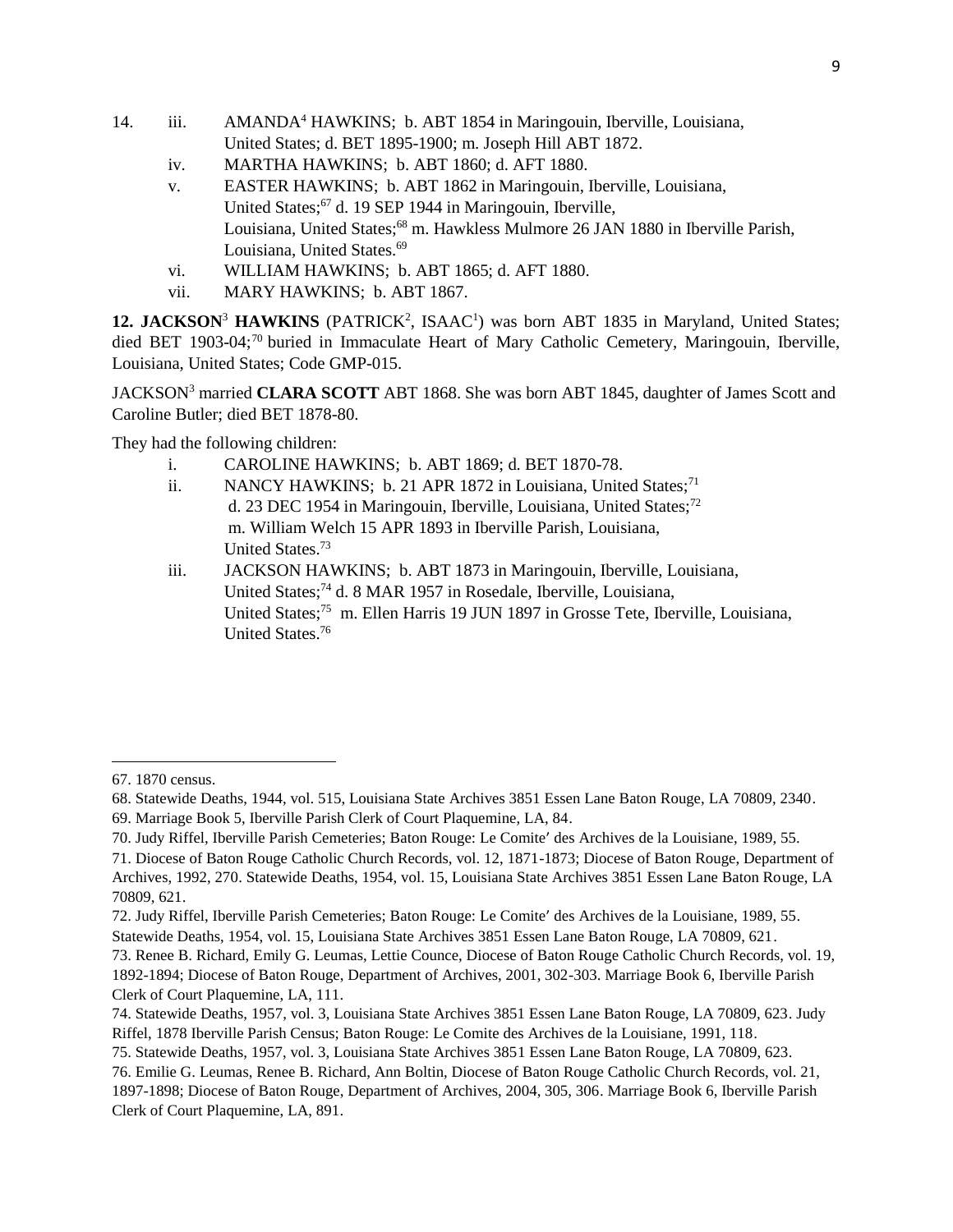14. iii. AMANDA[4] HAWKINS; b. ABT 1854 in Maringouin, Iberville, Louisiana, United States; d. BET 1895-1900; m. Joseph Hill ABT 1872.
    iv. MARTHA HAWKINS; b. ABT 1860; d. AFT 1880.
    v. EASTER HAWKINS; b. ABT 1862 in Maringouin, Iberville, Louisiana, United States;[67] d. 19 SEP 1944 in Maringouin, Iberville, Louisiana, United States;[68] m. Hawkless Mulmore 26 JAN 1880 in Iberville Parish, Louisiana, United States.[69]
    vi. WILLIAM HAWKINS; b. ABT 1865; d. AFT 1880.
    vii. MARY HAWKINS; b. ABT 1867.

**12. JACKSON**[3] **HAWKINS** (PATRICK[2], ISAAC[1]) was born ABT 1835 in Maryland, United States; died BET 1903-04;[70] buried in Immaculate Heart of Mary Catholic Cemetery, Maringouin, Iberville, Louisiana, United States; Code GMP-015.

JACKSON[3] married **CLARA SCOTT** ABT 1868. She was born ABT 1845, daughter of James Scott and Caroline Butler; died BET 1878-80.

They had the following children:

- i. CAROLINE HAWKINS; b. ABT 1869; d. BET 1870-78.
- ii. NANCY HAWKINS; b. 21 APR 1872 in Louisiana, United States;[71] d. 23 DEC 1954 in Maringouin, Iberville, Louisiana, United States;[72] m. William Welch 15 APR 1893 in Iberville Parish, Louisiana, United States.[73]
- iii. JACKSON HAWKINS; b. ABT 1873 in Maringouin, Iberville, Louisiana, United States;[74] d. 8 MAR 1957 in Rosedale, Iberville, Louisiana, United States;[75] m. Ellen Harris 19 JUN 1897 in Grosse Tete, Iberville, Louisiana, United States.[76]

---

67. 1870 census.
68. Statewide Deaths, 1944, vol. 515, Louisiana State Archives 3851 Essen Lane Baton Rouge, LA 70809, 2340.
69. Marriage Book 5, Iberville Parish Clerk of Court Plaquemine, LA, 84.
70. Judy Riffel, Iberville Parish Cemeteries; Baton Rouge: Le Comite' des Archives de la Louisiane, 1989, 55.
71. Diocese of Baton Rouge Catholic Church Records, vol. 12, 1871-1873; Diocese of Baton Rouge, Department of Archives, 1992, 270. Statewide Deaths, 1954, vol. 15, Louisiana State Archives 3851 Essen Lane Baton Rouge, LA 70809, 621.
72. Judy Riffel, Iberville Parish Cemeteries; Baton Rouge: Le Comite' des Archives de la Louisiane, 1989, 55. Statewide Deaths, 1954, vol. 15, Louisiana State Archives 3851 Essen Lane Baton Rouge, LA 70809, 621.
73. Renee B. Richard, Emily G. Leumas, Lettie Counce, Diocese of Baton Rouge Catholic Church Records, vol. 19, 1892-1894; Diocese of Baton Rouge, Department of Archives, 2001, 302-303. Marriage Book 6, Iberville Parish Clerk of Court Plaquemine, LA, 111.
74. Statewide Deaths, 1957, vol. 3, Louisiana State Archives 3851 Essen Lane Baton Rouge, LA 70809, 623. Judy Riffel, 1878 Iberville Parish Census; Baton Rouge: Le Comite des Archives de la Louisiane, 1991, 118.
75. Statewide Deaths, 1957, vol. 3, Louisiana State Archives 3851 Essen Lane Baton Rouge, LA 70809, 623.
76. Emilie G. Leumas, Renee B. Richard, Ann Boltin, Diocese of Baton Rouge Catholic Church Records, vol. 21, 1897-1898; Diocese of Baton Rouge, Department of Archives, 2004, 305, 306. Marriage Book 6, Iberville Parish Clerk of Court Plaquemine, LA, 891.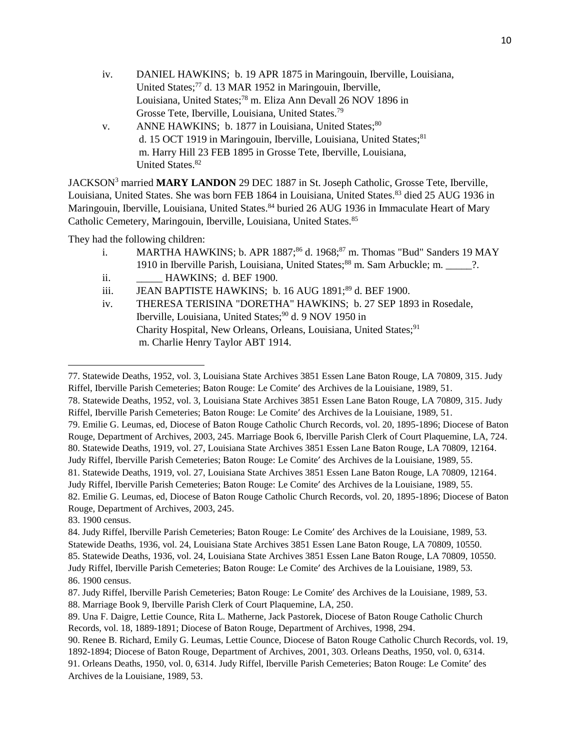iv. DANIEL HAWKINS; b. 19 APR 1875 in Maringouin, Iberville, Louisiana, United States;[77] d. 13 MAR 1952 in Maringouin, Iberville, Louisiana, United States;[78] m. Eliza Ann Devall 26 NOV 1896 in Grosse Tete, Iberville, Louisiana, United States.[79]

v. ANNE HAWKINS; b. 1877 in Louisiana, United States;[80] d. 15 OCT 1919 in Maringouin, Iberville, Louisiana, United States;[81] m. Harry Hill 23 FEB 1895 in Grosse Tete, Iberville, Louisiana, United States.[82]

JACKSON[3] married **MARY LANDON** 29 DEC 1887 in St. Joseph Catholic, Grosse Tete, Iberville, Louisiana, United States. She was born FEB 1864 in Louisiana, United States.[83] died 25 AUG 1936 in Maringouin, Iberville, Louisiana, United States.[84] buried 26 AUG 1936 in Immaculate Heart of Mary Catholic Cemetery, Maringouin, Iberville, Louisiana, United States.[85]

They had the following children:

i. MARTHA HAWKINS; b. APR 1887;[86] d. 1968;[87] m. Thomas "Bud" Sanders 19 MAY 1910 in Iberville Parish, Louisiana, United States;[88] m. Sam Arbuckle; m. _____?.

ii. _____ HAWKINS; d. BEF 1900.

iii. JEAN BAPTISTE HAWKINS; b. 16 AUG 1891;[89] d. BEF 1900.

iv. THERESA TERISINA "DORETHA" HAWKINS; b. 27 SEP 1893 in Rosedale, Iberville, Louisiana, United States;[90] d. 9 NOV 1950 in Charity Hospital, New Orleans, Orleans, Louisiana, United States;[91] m. Charlie Henry Taylor ABT 1914.

---

77. Statewide Deaths, 1952, vol. 3, Louisiana State Archives 3851 Essen Lane Baton Rouge, LA 70809, 315. Judy Riffel, Iberville Parish Cemeteries; Baton Rouge: Le Comite′ des Archives de la Louisiane, 1989, 51.
78. Statewide Deaths, 1952, vol. 3, Louisiana State Archives 3851 Essen Lane Baton Rouge, LA 70809, 315. Judy Riffel, Iberville Parish Cemeteries; Baton Rouge: Le Comite′ des Archives de la Louisiane, 1989, 51.
79. Emilie G. Leumas, ed, Diocese of Baton Rouge Catholic Church Records, vol. 20, 1895-1896; Diocese of Baton Rouge, Department of Archives, 2003, 245. Marriage Book 6, Iberville Parish Clerk of Court Plaquemine, LA, 724.
80. Statewide Deaths, 1919, vol. 27, Louisiana State Archives 3851 Essen Lane Baton Rouge, LA 70809, 12164. Judy Riffel, Iberville Parish Cemeteries; Baton Rouge: Le Comite′ des Archives de la Louisiane, 1989, 55.
81. Statewide Deaths, 1919, vol. 27, Louisiana State Archives 3851 Essen Lane Baton Rouge, LA 70809, 12164. Judy Riffel, Iberville Parish Cemeteries; Baton Rouge: Le Comite′ des Archives de la Louisiane, 1989, 55.
82. Emilie G. Leumas, ed, Diocese of Baton Rouge Catholic Church Records, vol. 20, 1895-1896; Diocese of Baton Rouge, Department of Archives, 2003, 245.
83. 1900 census.
84. Judy Riffel, Iberville Parish Cemeteries; Baton Rouge: Le Comite′ des Archives de la Louisiane, 1989, 53. Statewide Deaths, 1936, vol. 24, Louisiana State Archives 3851 Essen Lane Baton Rouge, LA 70809, 10550.
85. Statewide Deaths, 1936, vol. 24, Louisiana State Archives 3851 Essen Lane Baton Rouge, LA 70809, 10550. Judy Riffel, Iberville Parish Cemeteries; Baton Rouge: Le Comite′ des Archives de la Louisiane, 1989, 53.
86. 1900 census.
87. Judy Riffel, Iberville Parish Cemeteries; Baton Rouge: Le Comite′ des Archives de la Louisiane, 1989, 53.
88. Marriage Book 9, Iberville Parish Clerk of Court Plaquemine, LA, 250.
89. Una F. Daigre, Lettie Counce, Rita L. Matherne, Jack Pastorek, Diocese of Baton Rouge Catholic Church Records, vol. 18, 1889-1891; Diocese of Baton Rouge, Department of Archives, 1998, 294.
90. Renee B. Richard, Emily G. Leumas, Lettie Counce, Diocese of Baton Rouge Catholic Church Records, vol. 19, 1892-1894; Diocese of Baton Rouge, Department of Archives, 2001, 303. Orleans Deaths, 1950, vol. 0, 6314.
91. Orleans Deaths, 1950, vol. 0, 6314. Judy Riffel, Iberville Parish Cemeteries; Baton Rouge: Le Comite′ des Archives de la Louisiane, 1989, 53.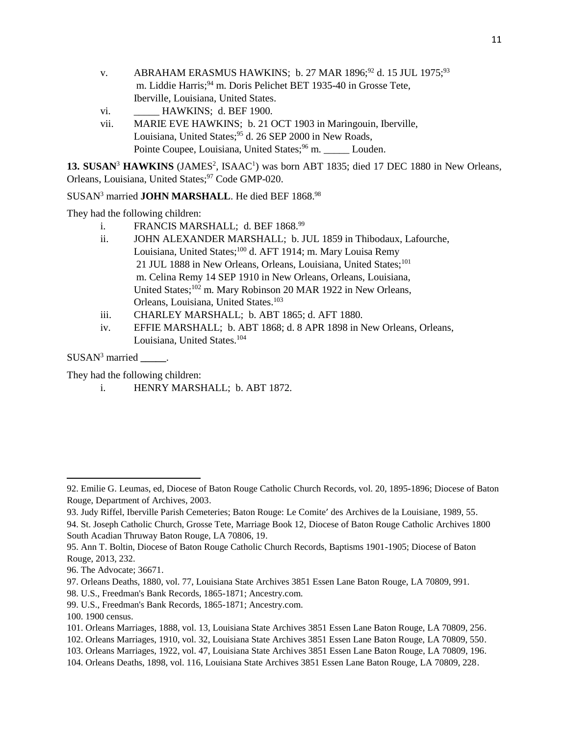- v. ABRAHAM ERASMUS HAWKINS; b. 27 MAR 1896;[92] d. 15 JUL 1975;[93] m. Liddie Harris;[94] m. Doris Pelichet BET 1935-40 in Grosse Tete, Iberville, Louisiana, United States.
- vi. _____ HAWKINS; d. BEF 1900.
- vii. MARIE EVE HAWKINS; b. 21 OCT 1903 in Maringouin, Iberville, Louisiana, United States;[95] d. 26 SEP 2000 in New Roads, Pointe Coupee, Louisiana, United States;[96] m. _____ Louden.

**13. SUSAN**[3] **HAWKINS** (JAMES[2], ISAAC[1]) was born ABT 1835; died 17 DEC 1880 in New Orleans, Orleans, Louisiana, United States;[97] Code GMP-020.

SUSAN[3] married **JOHN MARSHALL**. He died BEF 1868.[98]

They had the following children:

- i. FRANCIS MARSHALL; d. BEF 1868.[99]
- ii. JOHN ALEXANDER MARSHALL; b. JUL 1859 in Thibodaux, Lafourche, Louisiana, United States;[100] d. AFT 1914; m. Mary Louisa Remy 21 JUL 1888 in New Orleans, Orleans, Louisiana, United States;[101] m. Celina Remy 14 SEP 1910 in New Orleans, Orleans, Louisiana, United States;[102] m. Mary Robinson 20 MAR 1922 in New Orleans, Orleans, Louisiana, United States.[103]
- iii. CHARLEY MARSHALL; b. ABT 1865; d. AFT 1880.
- iv. EFFIE MARSHALL; b. ABT 1868; d. 8 APR 1898 in New Orleans, Orleans, Louisiana, United States.[104]

SUSAN[3] married _____.

They had the following children:

- i. HENRY MARSHALL; b. ABT 1872.

---

92. Emilie G. Leumas, ed, Diocese of Baton Rouge Catholic Church Records, vol. 20, 1895-1896; Diocese of Baton Rouge, Department of Archives, 2003.
93. Judy Riffel, Iberville Parish Cemeteries; Baton Rouge: Le Comite′ des Archives de la Louisiane, 1989, 55.
94. St. Joseph Catholic Church, Grosse Tete, Marriage Book 12, Diocese of Baton Rouge Catholic Archives 1800 South Acadian Thruway Baton Rouge, LA 70806, 19.
95. Ann T. Boltin, Diocese of Baton Rouge Catholic Church Records, Baptisms 1901-1905; Diocese of Baton Rouge, 2013, 232.
96. The Advocate; 36671.
97. Orleans Deaths, 1880, vol. 77, Louisiana State Archives 3851 Essen Lane Baton Rouge, LA 70809, 991.
98. U.S., Freedman's Bank Records, 1865-1871; Ancestry.com.
99. U.S., Freedman's Bank Records, 1865-1871; Ancestry.com.
100. 1900 census.
101. Orleans Marriages, 1888, vol. 13, Louisiana State Archives 3851 Essen Lane Baton Rouge, LA 70809, 256.
102. Orleans Marriages, 1910, vol. 32, Louisiana State Archives 3851 Essen Lane Baton Rouge, LA 70809, 550.
103. Orleans Marriages, 1922, vol. 47, Louisiana State Archives 3851 Essen Lane Baton Rouge, LA 70809, 196.
104. Orleans Deaths, 1898, vol. 116, Louisiana State Archives 3851 Essen Lane Baton Rouge, LA 70809, 228.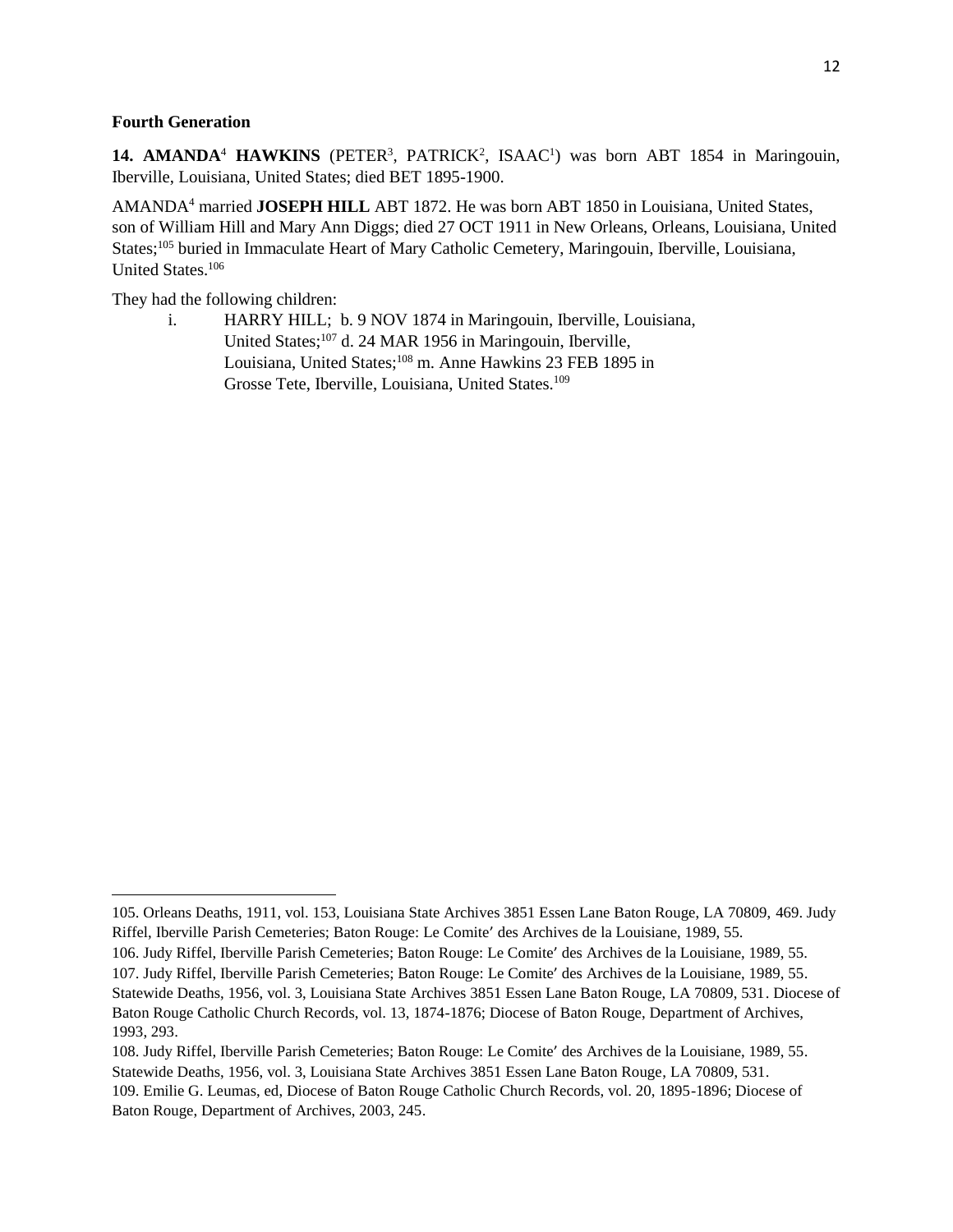### Fourth Generation

**14. AMANDA[4] HAWKINS** (PETER[3], PATRICK[2], ISAAC[1]) was born ABT 1854 in Maringouin, Iberville, Louisiana, United States; died BET 1895-1900.

AMANDA[4] married **JOSEPH HILL** ABT 1872. He was born ABT 1850 in Louisiana, United States, son of William Hill and Mary Ann Diggs; died 27 OCT 1911 in New Orleans, Orleans, Louisiana, United States;[105] buried in Immaculate Heart of Mary Catholic Cemetery, Maringouin, Iberville, Louisiana, United States.[106]

They had the following children:

i. HARRY HILL; b. 9 NOV 1874 in Maringouin, Iberville, Louisiana, United States;[107] d. 24 MAR 1956 in Maringouin, Iberville, Louisiana, United States;[108] m. Anne Hawkins 23 FEB 1895 in Grosse Tete, Iberville, Louisiana, United States.[109]

---

105. Orleans Deaths, 1911, vol. 153, Louisiana State Archives 3851 Essen Lane Baton Rouge, LA 70809, 469. Judy Riffel, Iberville Parish Cemeteries; Baton Rouge: Le Comite′ des Archives de la Louisiane, 1989, 55.

106. Judy Riffel, Iberville Parish Cemeteries; Baton Rouge: Le Comite′ des Archives de la Louisiane, 1989, 55.

107. Judy Riffel, Iberville Parish Cemeteries; Baton Rouge: Le Comite′ des Archives de la Louisiane, 1989, 55. Statewide Deaths, 1956, vol. 3, Louisiana State Archives 3851 Essen Lane Baton Rouge, LA 70809, 531. Diocese of Baton Rouge Catholic Church Records, vol. 13, 1874-1876; Diocese of Baton Rouge, Department of Archives, 1993, 293.

108. Judy Riffel, Iberville Parish Cemeteries; Baton Rouge: Le Comite′ des Archives de la Louisiane, 1989, 55. Statewide Deaths, 1956, vol. 3, Louisiana State Archives 3851 Essen Lane Baton Rouge, LA 70809, 531.

109. Emilie G. Leumas, ed, Diocese of Baton Rouge Catholic Church Records, vol. 20, 1895-1896; Diocese of Baton Rouge, Department of Archives, 2003, 245.